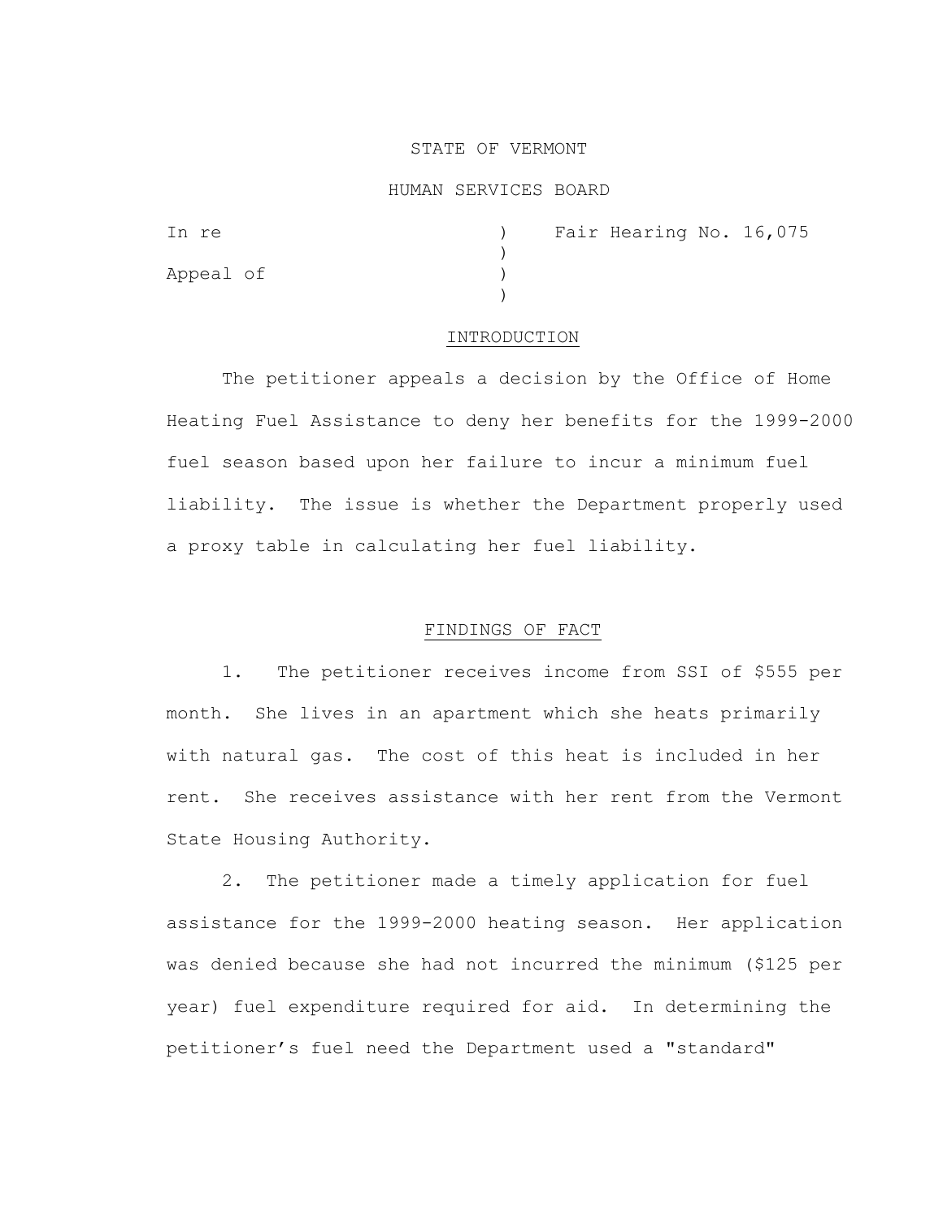STATE OF VERMONT

HUMAN SERVICES BOARD

| | | |
|---|---|---|
| In re | ) | Fair Hearing No. 16,075 |
| | ) | |
| Appeal of | ) | |
| | ) | |

## INTRODUCTION

The petitioner appeals a decision by the Office of Home Heating Fuel Assistance to deny her benefits for the 1999-2000 fuel season based upon her failure to incur a minimum fuel liability. The issue is whether the Department properly used a proxy table in calculating her fuel liability.

## FINDINGS OF FACT

1. The petitioner receives income from SSI of $555 per month. She lives in an apartment which she heats primarily with natural gas. The cost of this heat is included in her rent. She receives assistance with her rent from the Vermont State Housing Authority.

2. The petitioner made a timely application for fuel assistance for the 1999-2000 heating season. Her application was denied because she had not incurred the minimum ($125 per year) fuel expenditure required for aid. In determining the petitioner's fuel need the Department used a "standard"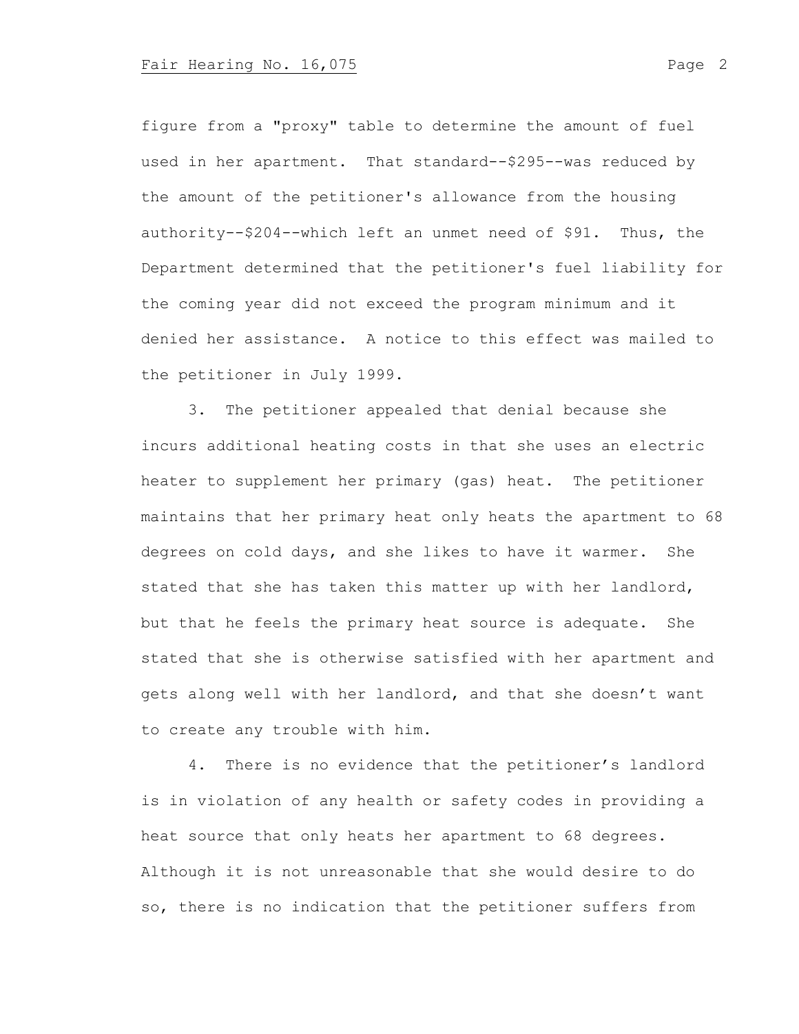figure from a "proxy" table to determine the amount of fuel used in her apartment. That standard--$295--was reduced by the amount of the petitioner's allowance from the housing authority--$204--which left an unmet need of $91. Thus, the Department determined that the petitioner's fuel liability for the coming year did not exceed the program minimum and it denied her assistance. A notice to this effect was mailed to the petitioner in July 1999.

3. The petitioner appealed that denial because she incurs additional heating costs in that she uses an electric heater to supplement her primary (gas) heat. The petitioner maintains that her primary heat only heats the apartment to 68 degrees on cold days, and she likes to have it warmer. She stated that she has taken this matter up with her landlord, but that he feels the primary heat source is adequate. She stated that she is otherwise satisfied with her apartment and gets along well with her landlord, and that she doesn't want to create any trouble with him.

4. There is no evidence that the petitioner's landlord is in violation of any health or safety codes in providing a heat source that only heats her apartment to 68 degrees. Although it is not unreasonable that she would desire to do so, there is no indication that the petitioner suffers from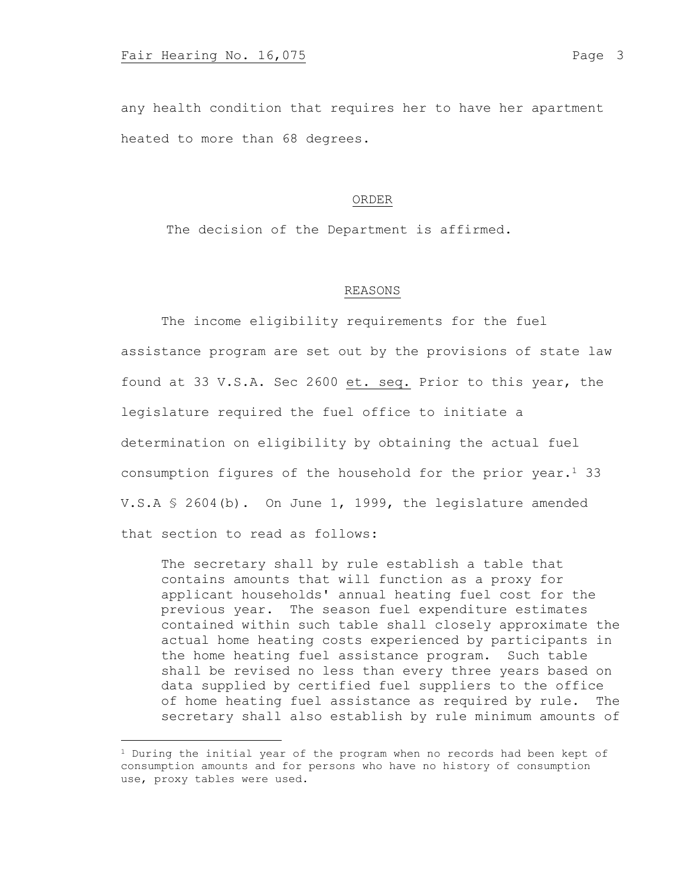any health condition that requires her to have her apartment heated to more than 68 degrees.

## ORDER

The decision of the Department is affirmed.

## REASONS

The income eligibility requirements for the fuel assistance program are set out by the provisions of state law found at 33 V.S.A. Sec 2600 et. seq. Prior to this year, the legislature required the fuel office to initiate a determination on eligibility by obtaining the actual fuel consumption figures of the household for the prior year.[1] 33 V.S.A § 2604(b). On June 1, 1999, the legislature amended that section to read as follows:

> The secretary shall by rule establish a table that contains amounts that will function as a proxy for applicant households' annual heating fuel cost for the previous year. The season fuel expenditure estimates contained within such table shall closely approximate the actual home heating costs experienced by participants in the home heating fuel assistance program. Such table shall be revised no less than every three years based on data supplied by certified fuel suppliers to the office of home heating fuel assistance as required by rule. The secretary shall also establish by rule minimum amounts of

[1] During the initial year of the program when no records had been kept of consumption amounts and for persons who have no history of consumption use, proxy tables were used.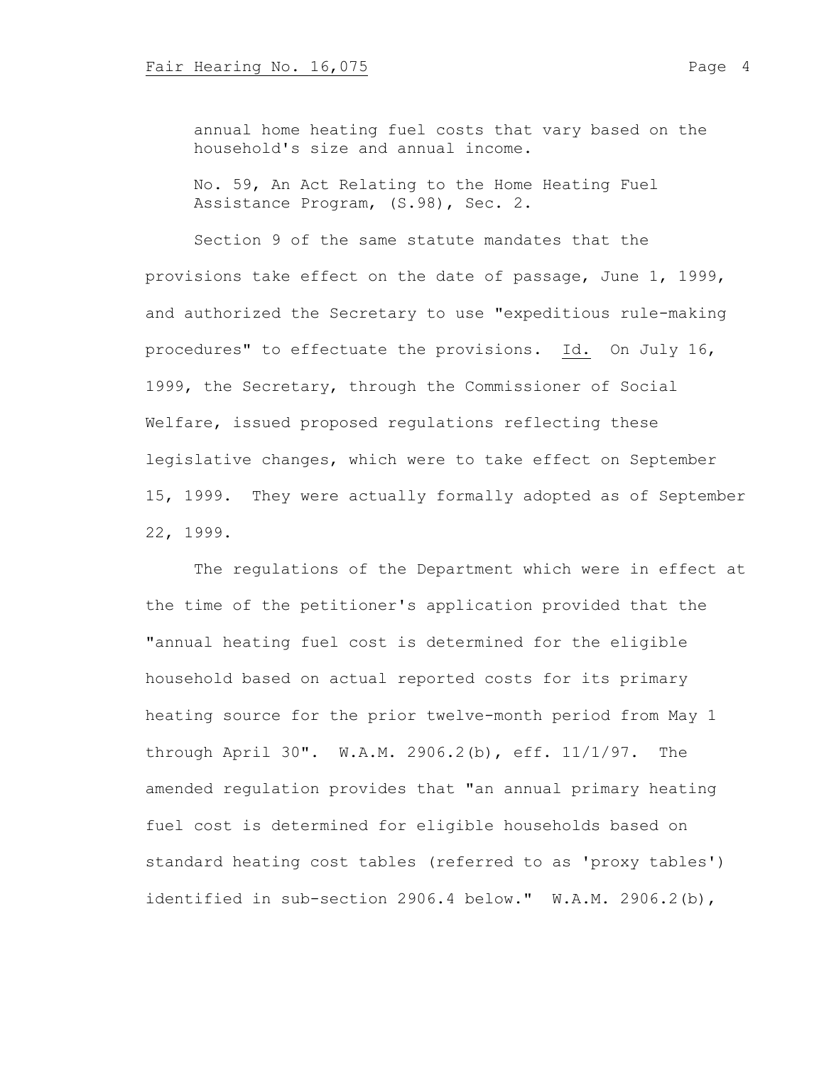annual home heating fuel costs that vary based on the household's size and annual income.

No. 59, An Act Relating to the Home Heating Fuel Assistance Program, (S.98), Sec. 2.

Section 9 of the same statute mandates that the provisions take effect on the date of passage, June 1, 1999, and authorized the Secretary to use "expeditious rule-making procedures" to effectuate the provisions. Id. On July 16, 1999, the Secretary, through the Commissioner of Social Welfare, issued proposed regulations reflecting these legislative changes, which were to take effect on September 15, 1999. They were actually formally adopted as of September 22, 1999.

The regulations of the Department which were in effect at the time of the petitioner's application provided that the "annual heating fuel cost is determined for the eligible household based on actual reported costs for its primary heating source for the prior twelve-month period from May 1 through April 30". W.A.M. 2906.2(b), eff. 11/1/97. The amended regulation provides that "an annual primary heating fuel cost is determined for eligible households based on standard heating cost tables (referred to as 'proxy tables') identified in sub-section 2906.4 below." W.A.M. 2906.2(b),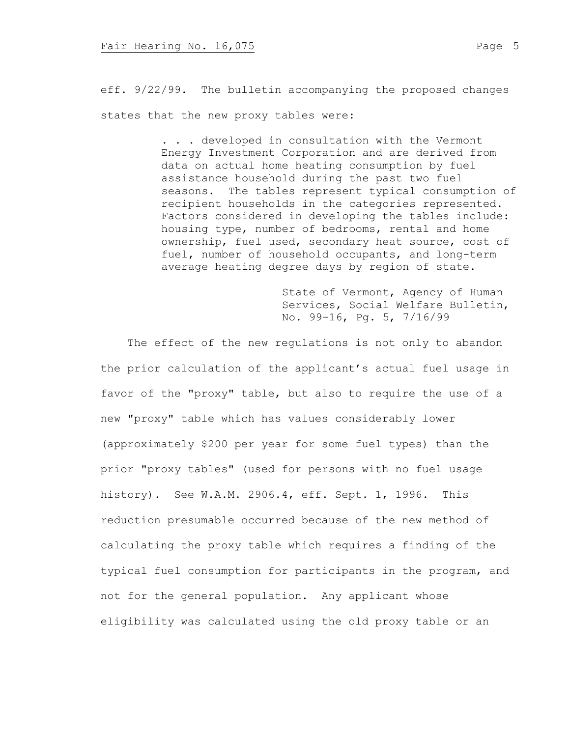eff. 9/22/99. The bulletin accompanying the proposed changes states that the new proxy tables were:

> . . . developed in consultation with the Vermont Energy Investment Corporation and are derived from data on actual home heating consumption by fuel assistance household during the past two fuel seasons. The tables represent typical consumption of recipient households in the categories represented. Factors considered in developing the tables include: housing type, number of bedrooms, rental and home ownership, fuel used, secondary heat source, cost of fuel, number of household occupants, and long-term average heating degree days by region of state.
>
> State of Vermont, Agency of Human Services, Social Welfare Bulletin, No. 99-16, Pg. 5, 7/16/99

The effect of the new regulations is not only to abandon the prior calculation of the applicant's actual fuel usage in favor of the "proxy" table, but also to require the use of a new "proxy" table which has values considerably lower (approximately $200 per year for some fuel types) than the prior "proxy tables" (used for persons with no fuel usage history). See W.A.M. 2906.4, eff. Sept. 1, 1996. This reduction presumable occurred because of the new method of calculating the proxy table which requires a finding of the typical fuel consumption for participants in the program, and not for the general population. Any applicant whose eligibility was calculated using the old proxy table or an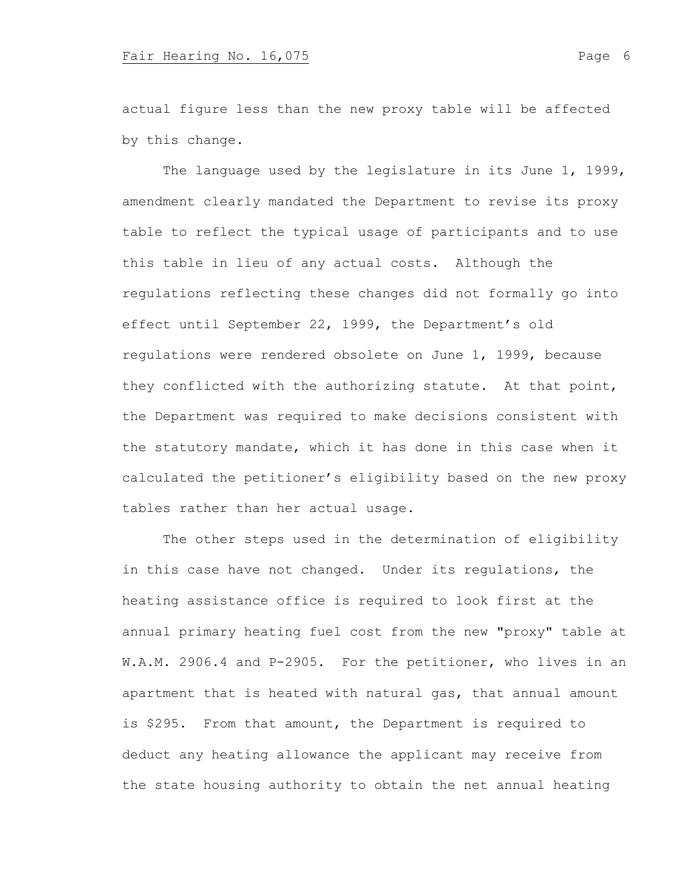actual figure less than the new proxy table will be affected by this change.

The language used by the legislature in its June 1, 1999, amendment clearly mandated the Department to revise its proxy table to reflect the typical usage of participants and to use this table in lieu of any actual costs. Although the regulations reflecting these changes did not formally go into effect until September 22, 1999, the Department's old regulations were rendered obsolete on June 1, 1999, because they conflicted with the authorizing statute. At that point, the Department was required to make decisions consistent with the statutory mandate, which it has done in this case when it calculated the petitioner's eligibility based on the new proxy tables rather than her actual usage.

The other steps used in the determination of eligibility in this case have not changed. Under its regulations, the heating assistance office is required to look first at the annual primary heating fuel cost from the new "proxy" table at W.A.M. 2906.4 and P-2905. For the petitioner, who lives in an apartment that is heated with natural gas, that annual amount is $295. From that amount, the Department is required to deduct any heating allowance the applicant may receive from the state housing authority to obtain the net annual heating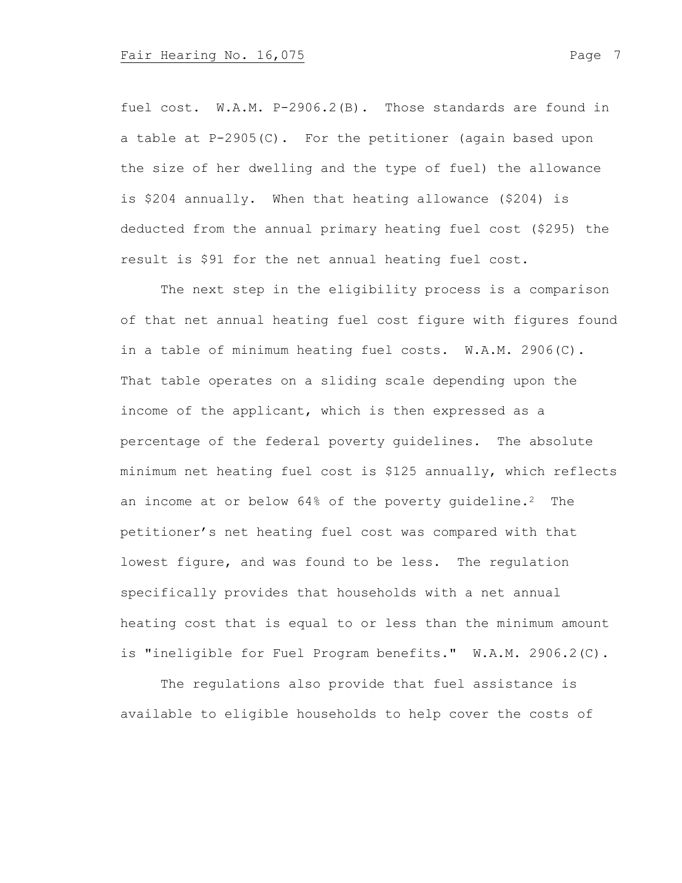fuel cost. W.A.M. P-2906.2(B). Those standards are found in a table at P-2905(C). For the petitioner (again based upon the size of her dwelling and the type of fuel) the allowance is $204 annually. When that heating allowance ($204) is deducted from the annual primary heating fuel cost ($295) the result is $91 for the net annual heating fuel cost.

The next step in the eligibility process is a comparison of that net annual heating fuel cost figure with figures found in a table of minimum heating fuel costs. W.A.M. 2906(C). That table operates on a sliding scale depending upon the income of the applicant, which is then expressed as a percentage of the federal poverty guidelines. The absolute minimum net heating fuel cost is $125 annually, which reflects an income at or below 64% of the poverty guideline.[2] The petitioner's net heating fuel cost was compared with that lowest figure, and was found to be less. The regulation specifically provides that households with a net annual heating cost that is equal to or less than the minimum amount is "ineligible for Fuel Program benefits." W.A.M. 2906.2(C).

The regulations also provide that fuel assistance is available to eligible households to help cover the costs of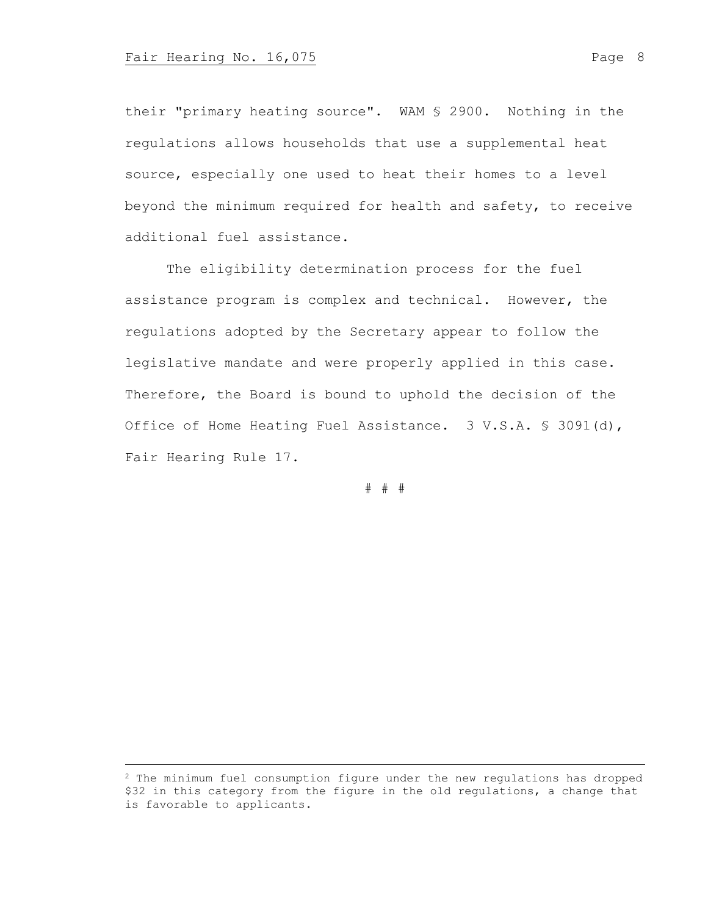their "primary heating source". WAM § 2900. Nothing in the regulations allows households that use a supplemental heat source, especially one used to heat their homes to a level beyond the minimum required for health and safety, to receive additional fuel assistance.

The eligibility determination process for the fuel assistance program is complex and technical. However, the regulations adopted by the Secretary appear to follow the legislative mandate and were properly applied in this case. Therefore, the Board is bound to uphold the decision of the Office of Home Heating Fuel Assistance. 3 V.S.A. § 3091(d), Fair Hearing Rule 17.

# # #

---

[2] The minimum fuel consumption figure under the new regulations has dropped $32 in this category from the figure in the old regulations, a change that is favorable to applicants.